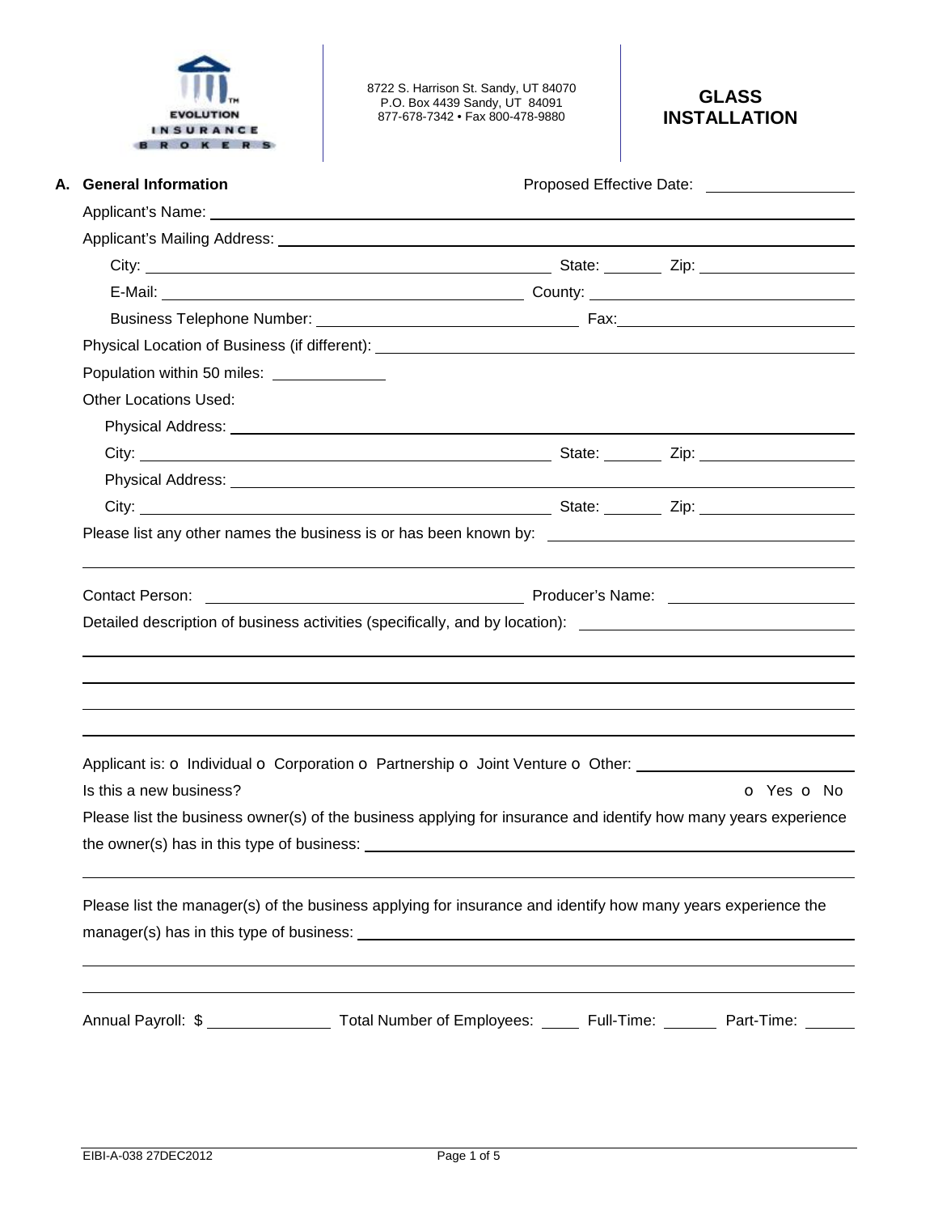EVOLUTION INSURANCE BROKERS

8722 S. Harrison St. Sandy, UT 84070
P.O. Box 4439 Sandy, UT 84091
877-678-7342 • Fax 800-478-9880

# GLASS INSTALLATION

## A. General Information

Proposed Effective Date: ________________

Applicant's Name: ____________________________________________

Applicant's Mailing Address: ____________________________________________

City: ____________________ State: ________ Zip: ________________

E-Mail: ____________________ County: ____________________

Business Telephone Number: ____________________ Fax: ____________________

Physical Location of Business (if different): ____________________________________________

Population within 50 miles: ____________

Other Locations Used:

Physical Address: ____________________________________________

City: ____________________ State: ________ Zip: ________________

Physical Address: ____________________________________________

City: ____________________ State: ________ Zip: ________________

Please list any other names the business is or has been known by: ____________________________________________

____________________________________________

Contact Person: ____________________ Producer's Name: ____________________

Detailed description of business activities (specifically, and by location): ____________________________________________

____________________________________________

____________________________________________

____________________________________________

____________________________________________

Applicant is: o Individual o Corporation o Partnership o Joint Venture o Other: ____________________

Is this a new business? o Yes o No

Please list the business owner(s) of the business applying for insurance and identify how many years experience the owner(s) has in this type of business: ____________________________________________

____________________________________________

Please list the manager(s) of the business applying for insurance and identify how many years experience the manager(s) has in this type of business: ____________________________________________

____________________________________________

____________________________________________

Annual Payroll: $ ____________ Total Number of Employees: ______ Full-Time: ______ Part-Time: ______

EIBI-A-038 27DEC2012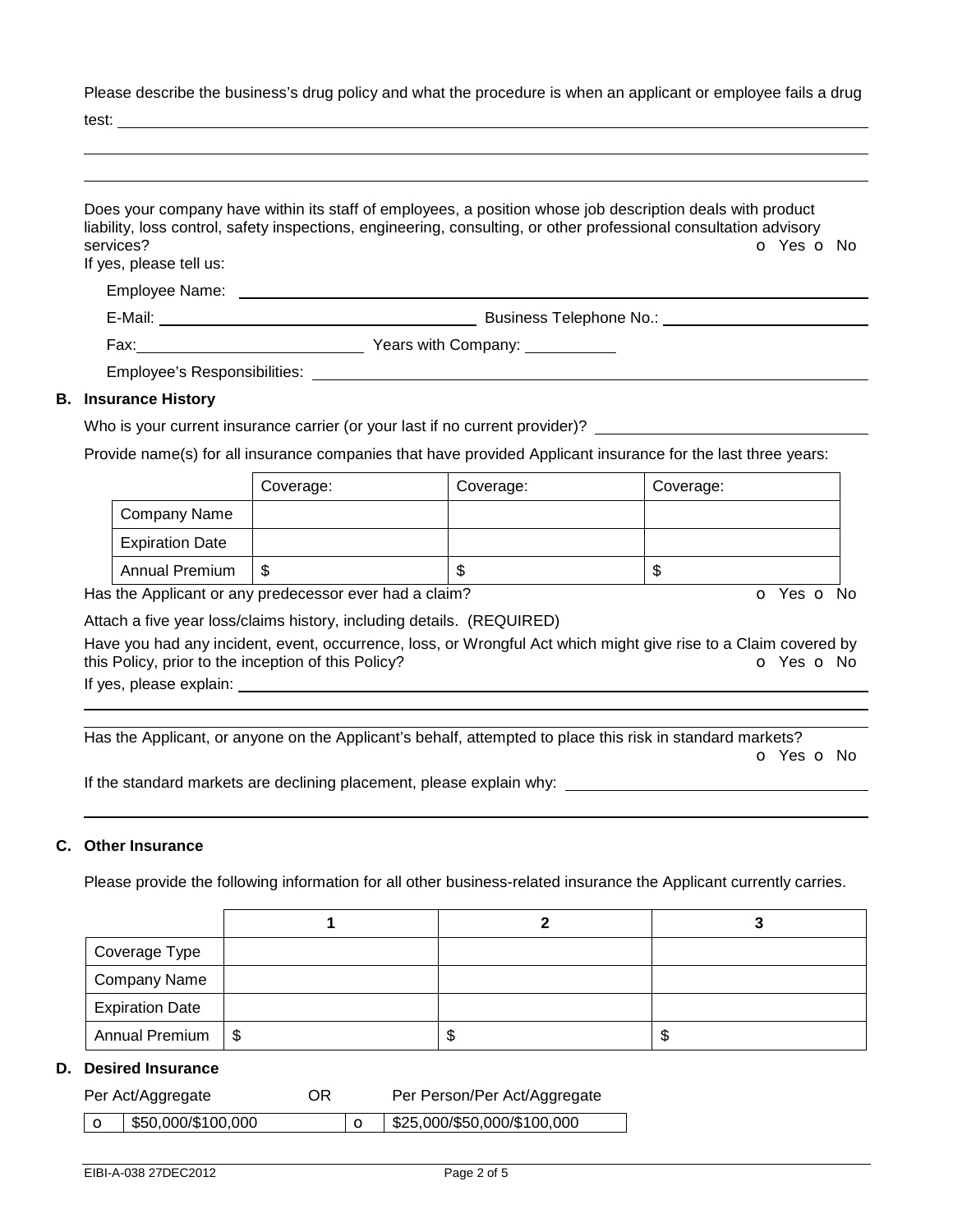Please describe the business's drug policy and what the procedure is when an applicant or employee fails a drug test: ______________________________________________

______________________________________________

______________________________________________

Does your company have within its staff of employees, a position whose job description deals with product liability, loss control, safety inspections, engineering, consulting, or other professional consultation advisory services? o Yes o No

If yes, please tell us:

Employee Name: ______________________________________________

E-Mail: ______________________ Business Telephone No.: ______________________

Fax: ______________________ Years with Company: __________

Employee's Responsibilities: ______________________________________________

## B. Insurance History

Who is your current insurance carrier (or your last if no current provider)? ______________________

Provide name(s) for all insurance companies that have provided Applicant insurance for the last three years:

| | Coverage: | Coverage: | Coverage: |
|---|---|---|---|
| Company Name | | | |
| Expiration Date | | | |
| Annual Premium | $ | $ | $ |

Has the Applicant or any predecessor ever had a claim? o Yes o No

Attach a five year loss/claims history, including details. (REQUIRED)

Have you had any incident, event, occurrence, loss, or Wrongful Act which might give rise to a Claim covered by this Policy, prior to the inception of this Policy? o Yes o No

If yes, please explain: ______________________________________________

______________________________________________

______________________________________________

Has the Applicant, or anyone on the Applicant's behalf, attempted to place this risk in standard markets? o Yes o No

If the standard markets are declining placement, please explain why: ______________________

______________________________________________

## C. Other Insurance

Please provide the following information for all other business-related insurance the Applicant currently carries.

| | 1 | 2 | 3 |
|---|---|---|---|
| Coverage Type | | | |
| Company Name | | | |
| Expiration Date | | | |
| Annual Premium | $ | $ | $ |

## D. Desired Insurance

| Per Act/Aggregate | | OR | Per Person/Per Act/Aggregate |
|---|---|---|---|
| o | $50,000/$100,000 | o | $25,000/$50,000/$100,000 |

EIBI-A-038 27DEC2012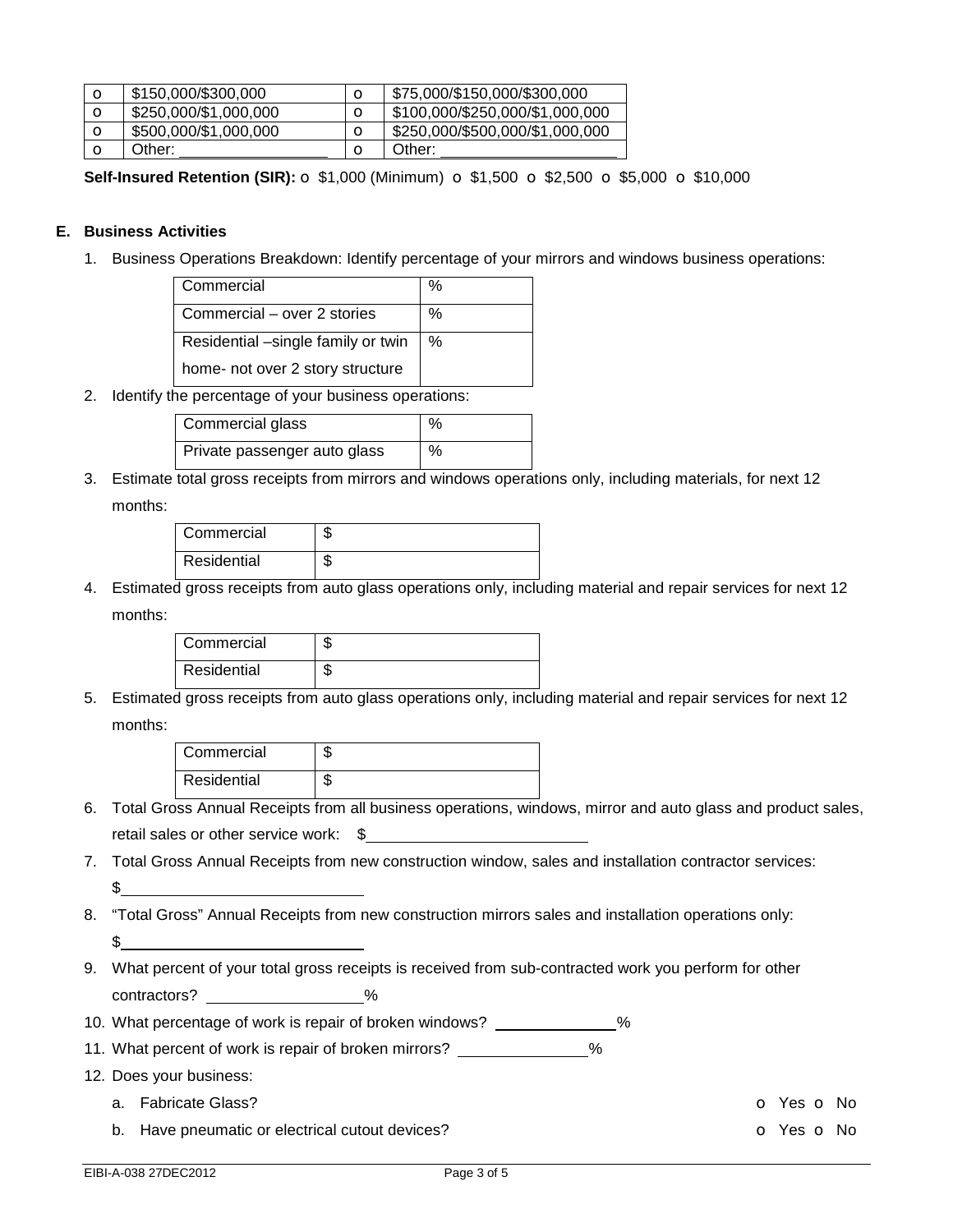| o | $150,000/$300,000 | o | $75,000/$150,000/$300,000 |
|---|---|---|---|
| o | $250,000/$1,000,000 | o | $100,000/$250,000/$1,000,000 |
| o | $500,000/$1,000,000 | o | $250,000/$500,000/$1,000,000 |
| o | Other: ________________ | o | Other: ____________________ |

**Self-Insured Retention (SIR):** o $1,000 (Minimum) o $1,500 o $2,500 o $5,000 o $10,000

### E. Business Activities

1. Business Operations Breakdown: Identify percentage of your mirrors and windows business operations:

| | |
|---|---|
| Commercial | % |
| Commercial – over 2 stories | % |
| Residential –single family or twin home- not over 2 story structure | % |

2. Identify the percentage of your business operations:

| | |
|---|---|
| Commercial glass | % |
| Private passenger auto glass | % |

3. Estimate total gross receipts from mirrors and windows operations only, including materials, for next 12 months:

| | |
|---|---|
| Commercial | $ |
| Residential | $ |

4. Estimated gross receipts from auto glass operations only, including material and repair services for next 12 months:

| | |
|---|---|
| Commercial | $ |
| Residential | $ |

5. Estimated gross receipts from auto glass operations only, including material and repair services for next 12 months:

| | |
|---|---|
| Commercial | $ |
| Residential | $ |

6. Total Gross Annual Receipts from all business operations, windows, mirror and auto glass and product sales, retail sales or other service work: $________________________
7. Total Gross Annual Receipts from new construction window, sales and installation contractor services: $__________________________
8. "Total Gross" Annual Receipts from new construction mirrors sales and installation operations only: $__________________________
9. What percent of your total gross receipts is received from sub-contracted work you perform for other contractors? ________________%
10. What percentage of work is repair of broken windows? _____________%
11. What percent of work is repair of broken mirrors? ______________%
12. Does your business:
    a. Fabricate Glass? o Yes o No
    b. Have pneumatic or electrical cutout devices? o Yes o No

EIBI-A-038 27DEC2012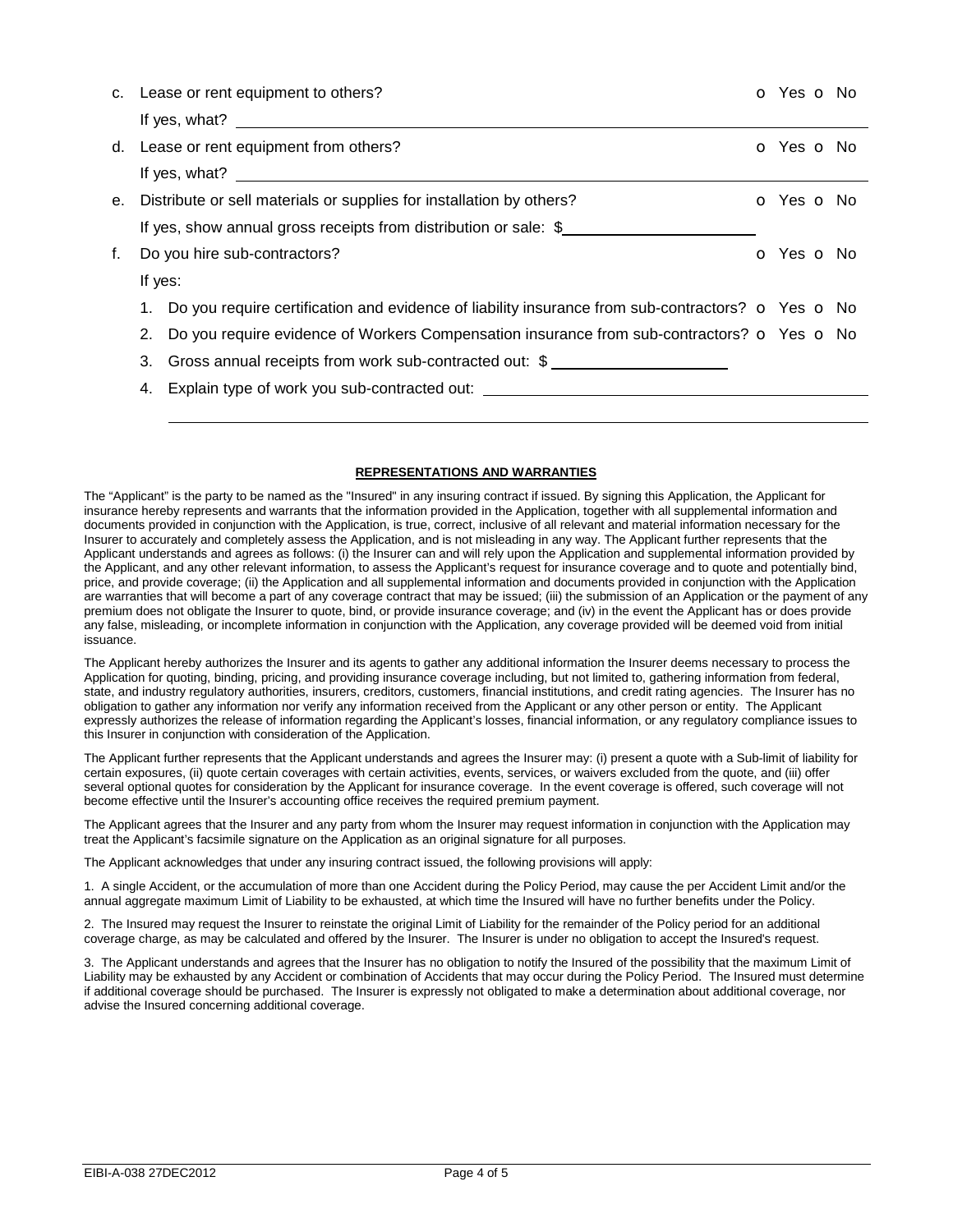c. Lease or rent equipment to others? o Yes o No

If yes, what? ______________________________

d. Lease or rent equipment from others? o Yes o No

If yes, what? ______________________________

e. Distribute or sell materials or supplies for installation by others? o Yes o No

If yes, show annual gross receipts from distribution or sale: $______________________

f. Do you hire sub-contractors? o Yes o No

If yes:

1. Do you require certification and evidence of liability insurance from sub-contractors? o Yes o No
2. Do you require evidence of Workers Compensation insurance from sub-contractors? o Yes o No
3. Gross annual receipts from work sub-contracted out: $ ______________________
4. Explain type of work you sub-contracted out: ______________________________

______________________________

**REPRESENTATIONS AND WARRANTIES**

The "Applicant" is the party to be named as the "Insured" in any insuring contract if issued. By signing this Application, the Applicant for insurance hereby represents and warrants that the information provided in the Application, together with all supplemental information and documents provided in conjunction with the Application, is true, correct, inclusive of all relevant and material information necessary for the Insurer to accurately and completely assess the Application, and is not misleading in any way. The Applicant further represents that the Applicant understands and agrees as follows: (i) the Insurer can and will rely upon the Application and supplemental information provided by the Applicant, and any other relevant information, to assess the Applicant's request for insurance coverage and to quote and potentially bind, price, and provide coverage; (ii) the Application and all supplemental information and documents provided in conjunction with the Application are warranties that will become a part of any coverage contract that may be issued; (iii) the submission of an Application or the payment of any premium does not obligate the Insurer to quote, bind, or provide insurance coverage; and (iv) in the event the Applicant has or does provide any false, misleading, or incomplete information in conjunction with the Application, any coverage provided will be deemed void from initial issuance.

The Applicant hereby authorizes the Insurer and its agents to gather any additional information the Insurer deems necessary to process the Application for quoting, binding, pricing, and providing insurance coverage including, but not limited to, gathering information from federal, state, and industry regulatory authorities, insurers, creditors, customers, financial institutions, and credit rating agencies. The Insurer has no obligation to gather any information nor verify any information received from the Applicant or any other person or entity. The Applicant expressly authorizes the release of information regarding the Applicant's losses, financial information, or any regulatory compliance issues to this Insurer in conjunction with consideration of the Application.

The Applicant further represents that the Applicant understands and agrees the Insurer may: (i) present a quote with a Sub-limit of liability for certain exposures, (ii) quote certain coverages with certain activities, events, services, or waivers excluded from the quote, and (iii) offer several optional quotes for consideration by the Applicant for insurance coverage. In the event coverage is offered, such coverage will not become effective until the Insurer's accounting office receives the required premium payment.

The Applicant agrees that the Insurer and any party from whom the Insurer may request information in conjunction with the Application may treat the Applicant's facsimile signature on the Application as an original signature for all purposes.

The Applicant acknowledges that under any insuring contract issued, the following provisions will apply:

1. A single Accident, or the accumulation of more than one Accident during the Policy Period, may cause the per Accident Limit and/or the annual aggregate maximum Limit of Liability to be exhausted, at which time the Insured will have no further benefits under the Policy.

2. The Insured may request the Insurer to reinstate the original Limit of Liability for the remainder of the Policy period for an additional coverage charge, as may be calculated and offered by the Insurer. The Insurer is under no obligation to accept the Insured's request.

3. The Applicant understands and agrees that the Insurer has no obligation to notify the Insured of the possibility that the maximum Limit of Liability may be exhausted by any Accident or combination of Accidents that may occur during the Policy Period. The Insured must determine if additional coverage should be purchased. The Insurer is expressly not obligated to make a determination about additional coverage, nor advise the Insured concerning additional coverage.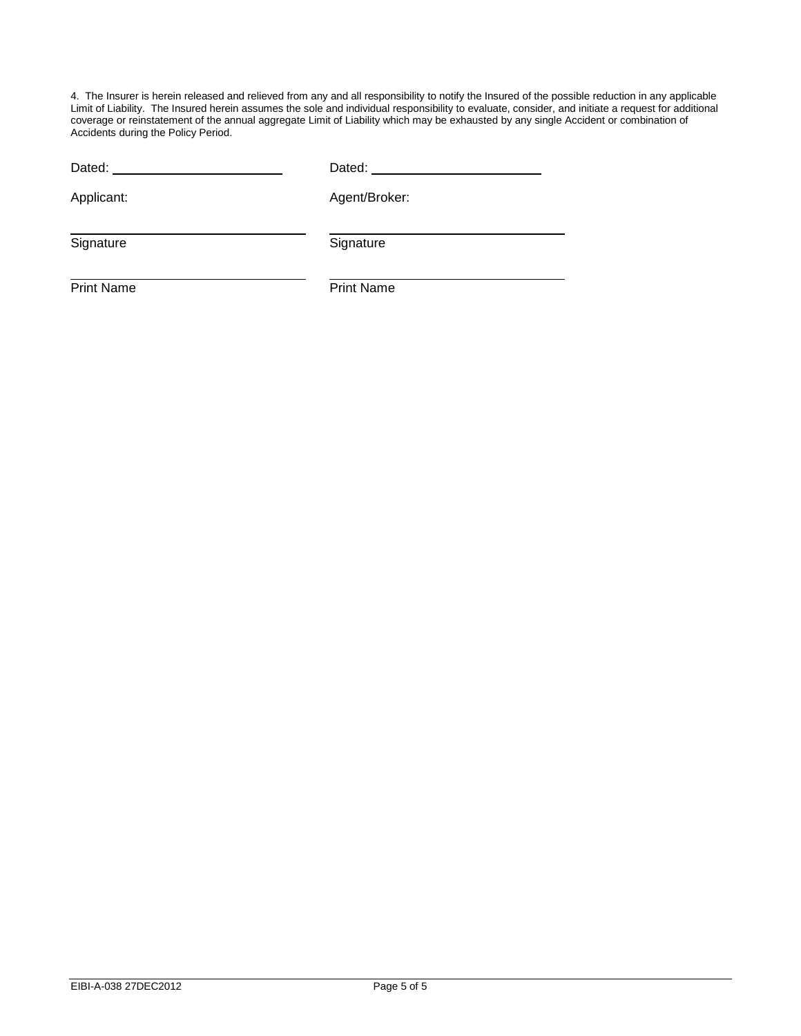4. The Insurer is herein released and relieved from any and all responsibility to notify the Insured of the possible reduction in any applicable Limit of Liability. The Insured herein assumes the sole and individual responsibility to evaluate, consider, and initiate a request for additional coverage or reinstatement of the annual aggregate Limit of Liability which may be exhausted by any single Accident or combination of Accidents during the Policy Period.

| | |
|---|---|
| Dated: ______________________ | Dated: ______________________ |
| Applicant: | Agent/Broker: |
| ______________________________ | ______________________________ |
| Signature | Signature |
| ______________________________ | ______________________________ |
| Print Name | Print Name |

EIBI-A-038 27DEC2012